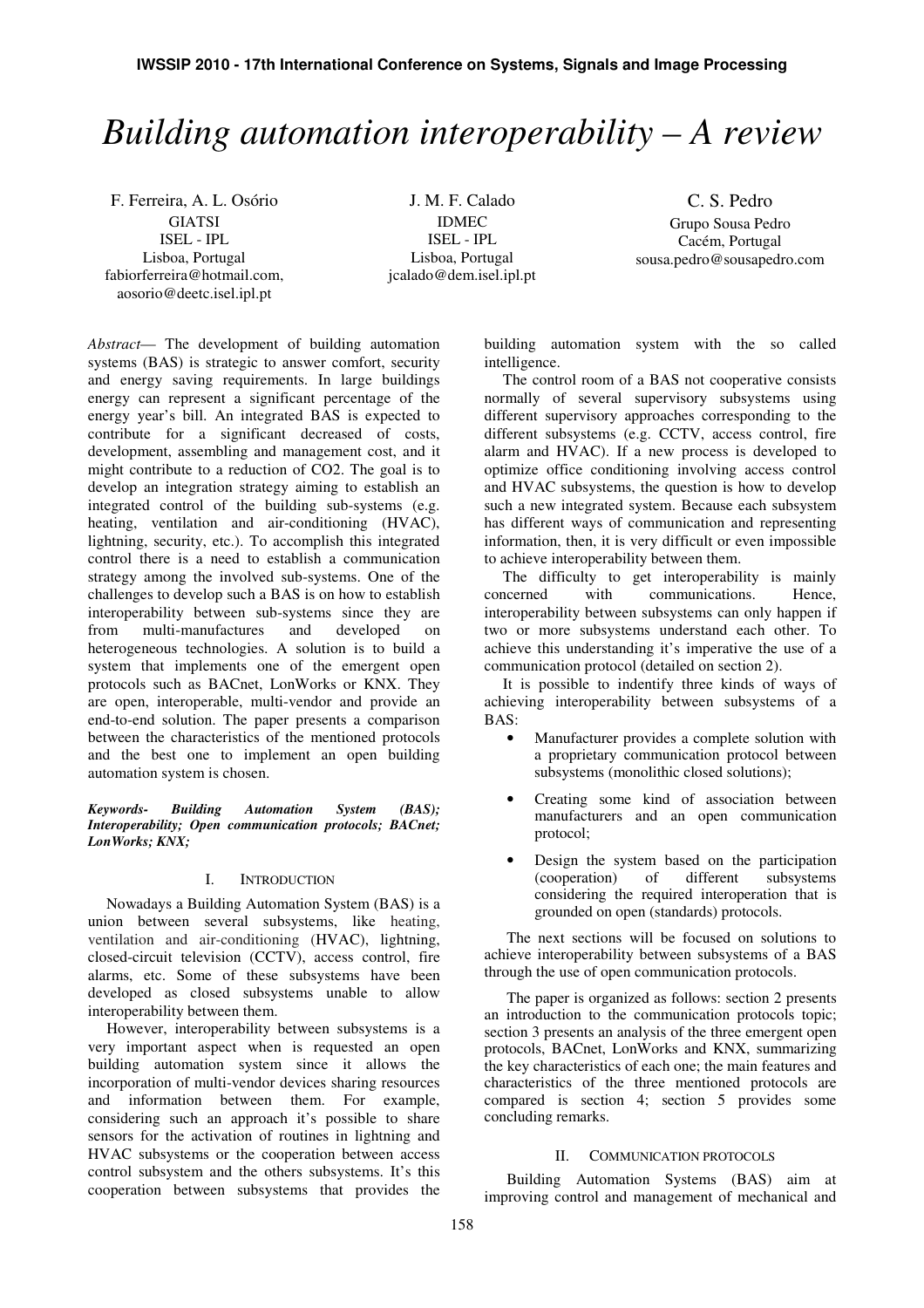# Building automation interoperability – A review

F. Ferreira, A. L. Osório
GIATSI
ISEL - IPL
Lisboa, Portugal
fabiorferreira@hotmail.com,
aosorio@deetc.isel.ipl.pt

J. M. F. Calado
IDMEC
ISEL - IPL
Lisboa, Portugal
jcalado@dem.isel.ipl.pt

C. S. Pedro
Grupo Sousa Pedro
Cacém, Portugal
sousa.pedro@sousapedro.com

*Abstract*— The development of building automation systems (BAS) is strategic to answer comfort, security and energy saving requirements. In large buildings energy can represent a significant percentage of the energy year's bill. An integrated BAS is expected to contribute for a significant decreased of costs, development, assembling and management cost, and it might contribute to a reduction of CO2. The goal is to develop an integration strategy aiming to establish an integrated control of the building sub-systems (e.g. heating, ventilation and air-conditioning (HVAC), lightning, security, etc.). To accomplish this integrated control there is a need to establish a communication strategy among the involved sub-systems. One of the challenges to develop such a BAS is on how to establish interoperability between sub-systems since they are from multi-manufactures and developed on heterogeneous technologies. A solution is to build a system that implements one of the emergent open protocols such as BACnet, LonWorks or KNX. They are open, interoperable, multi-vendor and provide an end-to-end solution. The paper presents a comparison between the characteristics of the mentioned protocols and the best one to implement an open building automation system is chosen.

***Keywords-** Building Automation System (BAS); Interoperability; Open communication protocols; BACnet; LonWorks; KNX;*

## I. Introduction

Nowadays a Building Automation System (BAS) is a union between several subsystems, like heating, ventilation and air-conditioning (HVAC), lightning, closed-circuit television (CCTV), access control, fire alarms, etc. Some of these subsystems have been developed as closed subsystems unable to allow interoperability between them.

However, interoperability between subsystems is a very important aspect when is requested an open building automation system since it allows the incorporation of multi-vendor devices sharing resources and information between them. For example, considering such an approach it's possible to share sensors for the activation of routines in lightning and HVAC subsystems or the cooperation between access control subsystem and the others subsystems. It's this cooperation between subsystems that provides the building automation system with the so called intelligence.

The control room of a BAS not cooperative consists normally of several supervisory subsystems using different supervisory approaches corresponding to the different subsystems (e.g. CCTV, access control, fire alarm and HVAC). If a new process is developed to optimize office conditioning involving access control and HVAC subsystems, the question is how to develop such a new integrated system. Because each subsystem has different ways of communication and representing information, then, it is very difficult or even impossible to achieve interoperability between them.

The difficulty to get interoperability is mainly concerned with communications. Hence, interoperability between subsystems can only happen if two or more subsystems understand each other. To achieve this understanding it's imperative the use of a communication protocol (detailed on section 2).

It is possible to indentify three kinds of ways of achieving interoperability between subsystems of a BAS:

- Manufacturer provides a complete solution with a proprietary communication protocol between subsystems (monolithic closed solutions);
- Creating some kind of association between manufacturers and an open communication protocol;
- Design the system based on the participation (cooperation) of different subsystems considering the required interoperation that is grounded on open (standards) protocols.

The next sections will be focused on solutions to achieve interoperability between subsystems of a BAS through the use of open communication protocols.

The paper is organized as follows: section 2 presents an introduction to the communication protocols topic; section 3 presents an analysis of the three emergent open protocols, BACnet, LonWorks and KNX, summarizing the key characteristics of each one; the main features and characteristics of the three mentioned protocols are compared is section 4; section 5 provides some concluding remarks.

## II. Communication protocols

Building Automation Systems (BAS) aim at improving control and management of mechanical and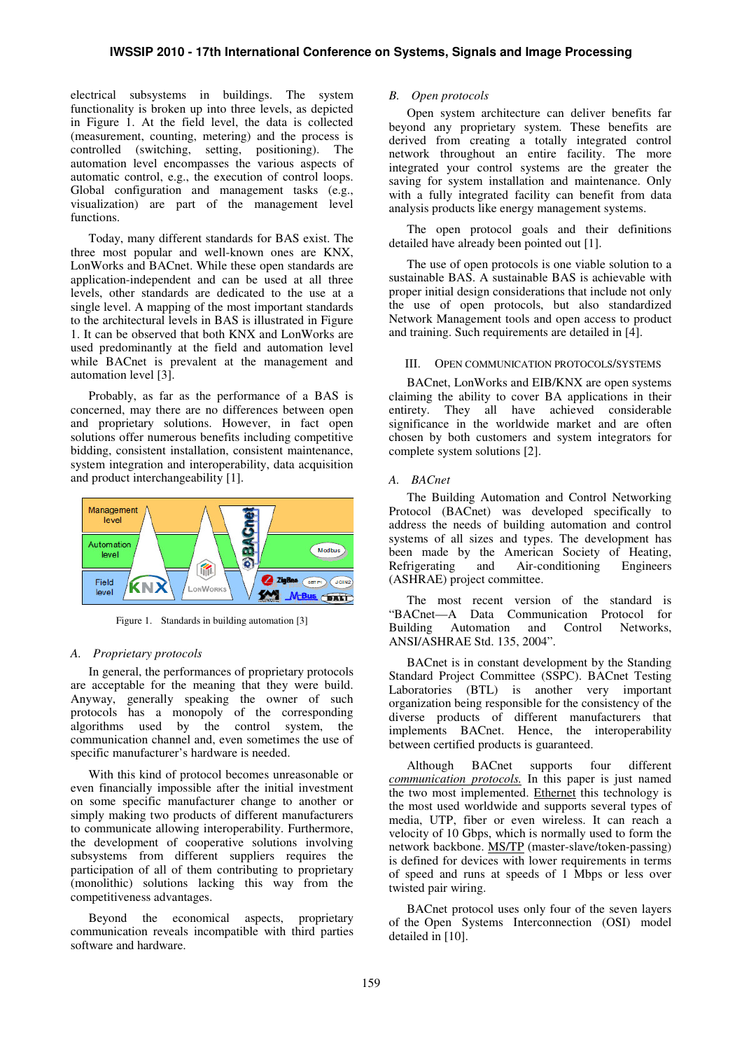electrical subsystems in buildings. The system functionality is broken up into three levels, as depicted in Figure 1. At the field level, the data is collected (measurement, counting, metering) and the process is controlled (switching, setting, positioning). The automation level encompasses the various aspects of automatic control, e.g., the execution of control loops. Global configuration and management tasks (e.g., visualization) are part of the management level functions.

Today, many different standards for BAS exist. The three most popular and well-known ones are KNX, LonWorks and BACnet. While these open standards are application-independent and can be used at all three levels, other standards are dedicated to the use at a single level. A mapping of the most important standards to the architectural levels in BAS is illustrated in Figure 1. It can be observed that both KNX and LonWorks are used predominantly at the field and automation level while BACnet is prevalent at the management and automation level [3].

Probably, as far as the performance of a BAS is concerned, may there are no differences between open and proprietary solutions. However, in fact open solutions offer numerous benefits including competitive bidding, consistent installation, consistent maintenance, system integration and interoperability, data acquisition and product interchangeability [1].

Figure 1. Standards in building automation [3]

### A. *Proprietary protocols*

In general, the performances of proprietary protocols are acceptable for the meaning that they were build. Anyway, generally speaking the owner of such protocols has a monopoly of the corresponding algorithms used by the control system, the communication channel and, even sometimes the use of specific manufacturer's hardware is needed.

With this kind of protocol becomes unreasonable or even financially impossible after the initial investment on some specific manufacturer change to another or simply making two products of different manufacturers to communicate allowing interoperability. Furthermore, the development of cooperative solutions involving subsystems from different suppliers requires the participation of them all of them contributing to proprietary (monolithic) solutions lacking this way from the competitiveness advantages.

Beyond the economical aspects, proprietary communication reveals incompatible with third parties software and hardware.

### B. *Open protocols*

Open system architecture can deliver benefits far beyond any proprietary system. These benefits are derived from creating a totally integrated control network throughout an entire facility. The more integrated your control systems are the greater the saving for system installation and maintenance. Only with a fully integrated facility can benefit from data analysis products like energy management systems.

The open protocol goals and their definitions detailed have already been pointed out [1].

The use of open protocols is one viable solution to a sustainable BAS. A sustainable BAS is achievable with proper initial design considerations that include not only the use of open protocols, but also standardized Network Management tools and open access to product and training. Such requirements are detailed in [4].

## III. Open Communication Protocols/Systems

BACnet, LonWorks and EIB/KNX are open systems claiming the ability to cover BA applications in their entirety. They all have achieved considerable significance in the worldwide market and are often chosen by both customers and system integrators for complete system solutions [2].

### A. *BACnet*

The Building Automation and Control Networking Protocol (BACnet) was developed specifically to address the needs of building automation and control systems of all sizes and types. The development has been made by the American Society of Heating, Refrigerating and Air-conditioning Engineers (ASHRAE) project committee.

The most recent version of the standard is "BACnet—A Data Communication Protocol for Building Automation and Control Networks, ANSI/ASHRAE Std. 135, 2004".

BACnet is in constant development by the Standing Standard Project Committee (SSPC). BACnet Testing Laboratories (BTL) is another very important organization being responsible for the consistency of the diverse products of different manufacturers that implements BACnet. Hence, the interoperability between certified products is guaranteed.

Although BACnet supports four different *communication protocols.* In this paper is just named the two most implemented. Ethernet this technology is the most used worldwide and supports several types of media, UTP, fiber or even wireless. It can reach a velocity of 10 Gbps, which is normally used to form the network backbone. MS/TP (master-slave/token-passing) is defined for devices with lower requirements in terms of speed and runs at speeds of 1 Mbps or less over twisted pair wiring.

BACnet protocol uses only four of the seven layers of the Open Systems Interconnection (OSI) model detailed in [10].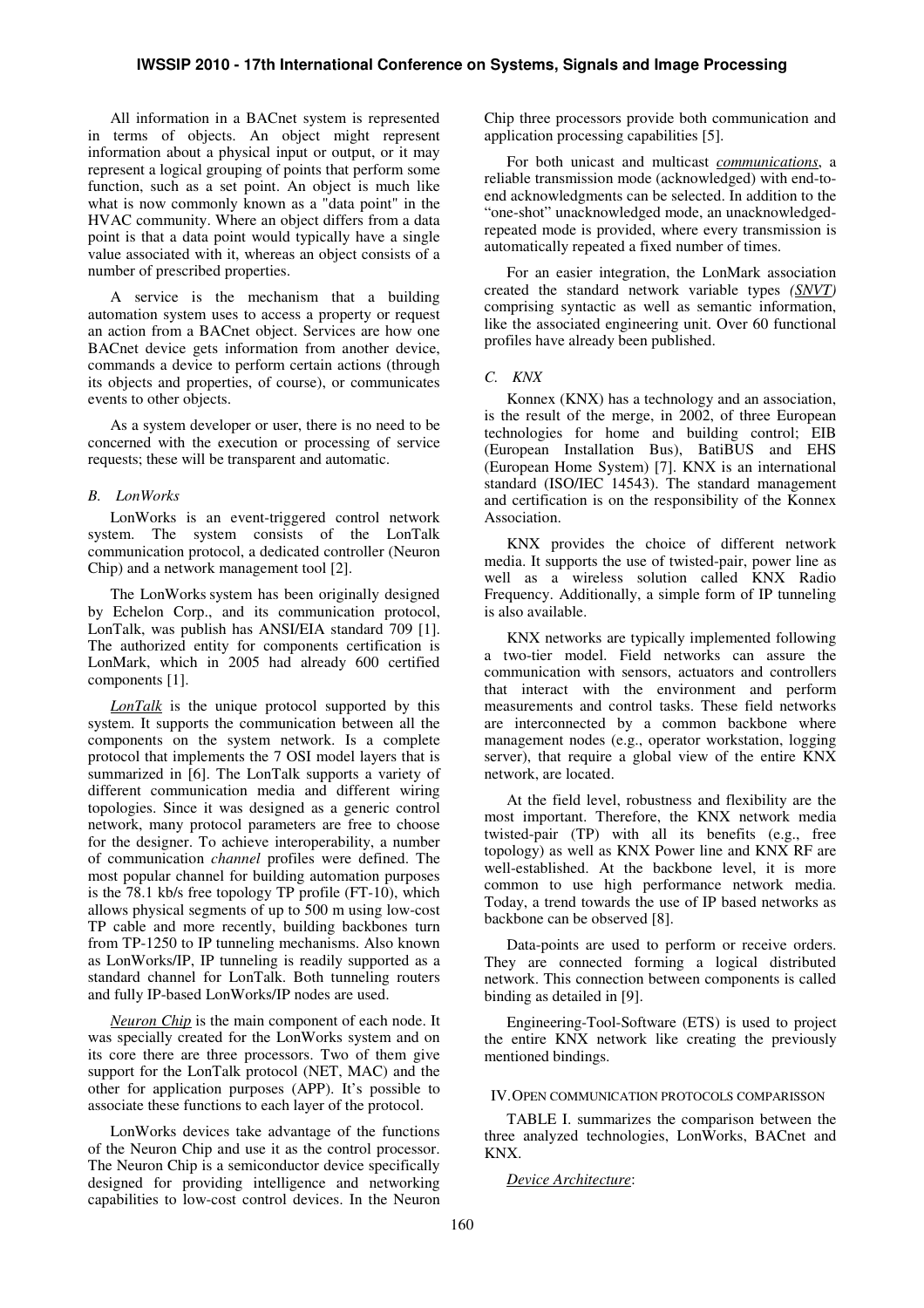All information in a BACnet system is represented in terms of objects. An object might represent information about a physical input or output, or it may represent a logical grouping of points that perform some function, such as a set point. An object is much like what is now commonly known as a "data point" in the HVAC community. Where an object differs from a data point is that a data point would typically have a single value associated with it, whereas an object consists of a number of prescribed properties.

A service is the mechanism that a building automation system uses to access a property or request an action from a BACnet object. Services are how one BACnet device gets information from another device, commands a device to perform certain actions (through its objects and properties, of course), or communicates events to other objects.

As a system developer or user, there is no need to be concerned with the execution or processing of service requests; these will be transparent and automatic.

### *B. LonWorks*

LonWorks is an event-triggered control network system. The system consists of the LonTalk communication protocol, a dedicated controller (Neuron Chip) and a network management tool [2].

The LonWorks system has been originally designed by Echelon Corp., and its communication protocol, LonTalk, was publish has ANSI/EIA standard 709 [1]. The authorized entity for components certification is LonMark, which in 2005 had already 600 certified components [1].

*LonTalk* is the unique protocol supported by this system. It supports the communication between all the components on the system network. Is a complete protocol that implements the 7 OSI model layers that is summarized in [6]. The LonTalk supports a variety of different communication media and different wiring topologies. Since it was designed as a generic control network, many protocol parameters are free to choose for the designer. To achieve interoperability, a number of communication *channel* profiles were defined. The most popular channel for building automation purposes is the 78.1 kb/s free topology TP profile (FT-10), which allows physical segments of up to 500 m using low-cost TP cable and more recently, building backbones turn from TP-1250 to IP tunneling mechanisms. Also known as LonWorks/IP, IP tunneling is readily supported as a standard channel for LonTalk. Both tunneling routers and fully IP-based LonWorks/IP nodes are used.

*Neuron Chip* is the main component of each node. It was specially created for the LonWorks system and on its core there are three processors. Two of them give support for the LonTalk protocol (NET, MAC) and the other for application purposes (APP). It's possible to associate these functions to each layer of the protocol.

LonWorks devices take advantage of the functions of the Neuron Chip and use it as the control processor. The Neuron Chip is a semiconductor device specifically designed for providing intelligence and networking capabilities to low-cost control devices. In the Neuron Chip three processors provide both communication and application processing capabilities [5].

For both unicast and multicast *communications*, a reliable transmission mode (acknowledged) with end-to-end acknowledgments can be selected. In addition to the "one-shot" unacknowledged mode, an unacknowledged-repeated mode is provided, where every transmission is automatically repeated a fixed number of times.

For an easier integration, the LonMark association created the standard network variable types *(SNVT)* comprising syntactic as well as semantic information, like the associated engineering unit. Over 60 functional profiles have already been published.

### *C. KNX*

Konnex (KNX) has a technology and an association, is the result of the merge, in 2002, of three European technologies for home and building control; EIB (European Installation Bus), BatiBUS and EHS (European Home System) [7]. KNX is an international standard (ISO/IEC 14543). The standard management and certification is on the responsibility of the Konnex Association.

KNX provides the choice of different network media. It supports the use of twisted-pair, power line as well as a wireless solution called KNX Radio Frequency. Additionally, a simple form of IP tunneling is also available.

KNX networks are typically implemented following a two-tier model. Field networks can assure the communication with sensors, actuators and controllers that interact with the environment and perform measurements and control tasks. These field networks are interconnected by a common backbone where management nodes (e.g., operator workstation, logging server), that require a global view of the entire KNX network, are located.

At the field level, robustness and flexibility are the most important. Therefore, the KNX network media twisted-pair (TP) with all its benefits (e.g., free topology) as well as KNX Power line and KNX RF are well-established. At the backbone level, it is more common to use high performance network media. Today, a trend towards the use of IP based networks as backbone can be observed [8].

Data-points are used to perform or receive orders. They are connected forming a logical distributed network. This connection between components is called binding as detailed in [9].

Engineering-Tool-Software (ETS) is used to project the entire KNX network like creating the previously mentioned bindings.

## IV. OPEN COMMUNICATION PROTOCOLS COMPARISSON

TABLE I. summarizes the comparison between the three analyzed technologies, LonWorks, BACnet and KNX.

*Device Architecture*: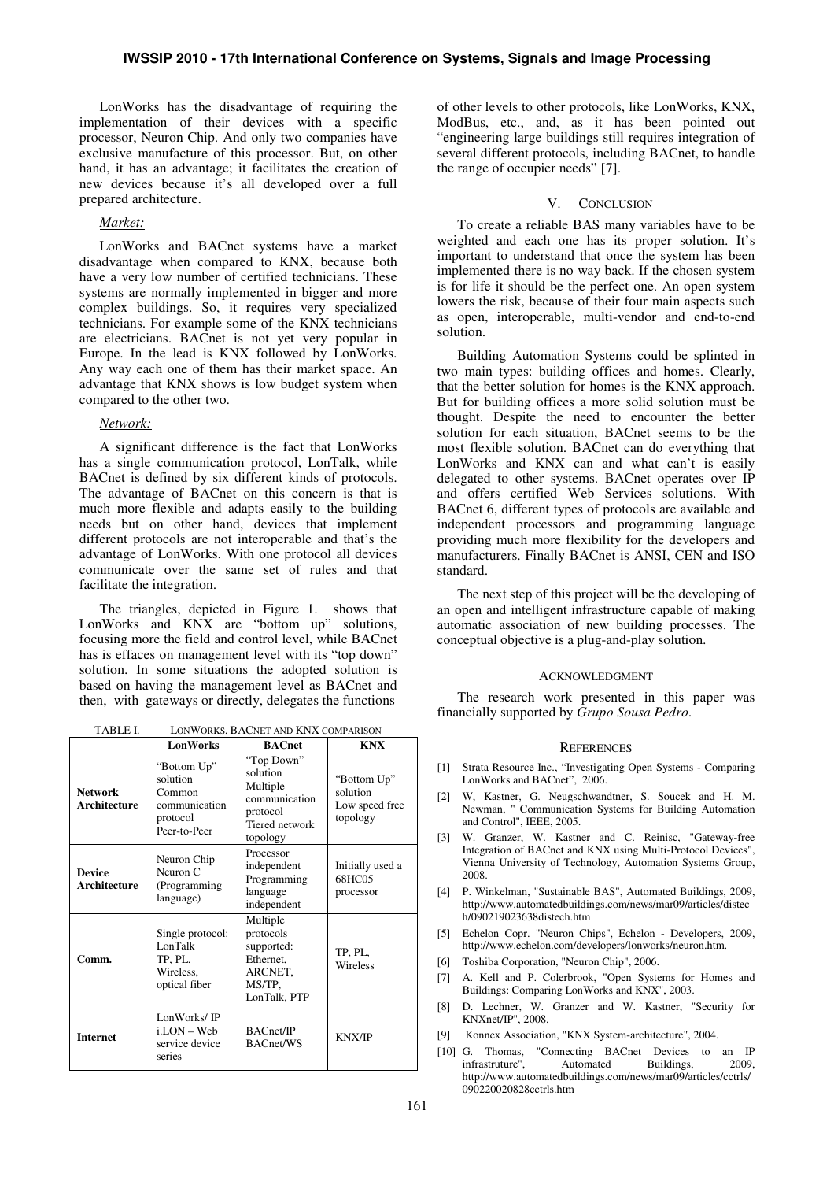LonWorks has the disadvantage of requiring the implementation of their devices with a specific processor, Neuron Chip. And only two companies have exclusive manufacture of this processor. But, on other hand, it has an advantage; it facilitates the creation of new devices because it's all developed over a full prepared architecture.

*Market:*

LonWorks and BACnet systems have a market disadvantage when compared to KNX, because both have a very low number of certified technicians. These systems are normally implemented in bigger and more complex buildings. So, it requires very specialized technicians. For example some of the KNX technicians are electricians. BACnet is not yet very popular in Europe. In the lead is KNX followed by LonWorks. Any way each one of them has their market space. An advantage that KNX shows is low budget system when compared to the other two.

*Network:*

A significant difference is the fact that LonWorks has a single communication protocol, LonTalk, while BACnet is defined by six different kinds of protocols. The advantage of BACnet on this concern is that is much more flexible and adapts easily to the building needs but on other hand, devices that implement different protocols are not interoperable and that's the advantage of LonWorks. With one protocol all devices communicate over the same set of rules and that facilitate the integration.

The triangles, depicted in Figure 1. shows that LonWorks and KNX are "bottom up" solutions, focusing more the field and control level, while BACnet has is effaces on management level with its "top down" solution. In some situations the adopted solution is based on having the management level as BACnet and then, with gateways or directly, delegates the functions of other levels to other protocols, like LonWorks, KNX, ModBus, etc., and, as it has been pointed out "engineering large buildings still requires integration of several different protocols, including BACnet, to handle the range of occupier needs" [7].

TABLE I. LONWORKS, BACNET AND KNX COMPARISON

| | LonWorks | BACnet | KNX |
|---|---|---|---|
| **Network Architecture** | "Bottom Up" solution Common communication protocol Peer-to-Peer | "Top Down" solution Multiple communication protocol Tiered network topology | "Bottom Up" solution Low speed free topology |
| **Device Architecture** | Neuron Chip Neuron C (Programming language) | Processor independent Programming language independent | Initially used a 68HC05 processor |
| **Comm.** | Single protocol: LonTalk TP, PL, Wireless, optical fiber | Multiple protocols supported: Ethernet, ARCNET, MS/TP, LonTalk, PTP | TP, PL, Wireless |
| **Internet** | LonWorks/ IP i.LON – Web service device series | BACnet/IP BACnet/WS | KNX/IP |

## V. CONCLUSION

To create a reliable BAS many variables have to be weighted and each one has its proper solution. It's important to understand that once the system has been implemented there is no way back. If the chosen system is for life it should be the perfect one. An open system lowers the risk, because of their four main aspects such as open, interoperable, multi-vendor and end-to-end solution.

Building Automation Systems could be splinted in two main types: building offices and homes. Clearly, that the better solution for homes is the KNX approach. But for building offices a more solid solution must be thought. Despite the need to encounter the better solution for each situation, BACnet seems to be the most flexible solution. BACnet can do everything that LonWorks and KNX can and what can't is easily delegated to other systems. BACnet operates over IP and offers certified Web Services solutions. With BACnet 6, different types of protocols are available and independent processors and programming language providing much more flexibility for the developers and manufacturers. Finally BACnet is ANSI, CEN and ISO standard.

The next step of this project will be the developing of an open and intelligent infrastructure capable of making automatic association of new building processes. The conceptual objective is a plug-and-play solution.

## ACKNOWLEDGMENT

The research work presented in this paper was financially supported by *Grupo Sousa Pedro*.

## REFERENCES

[1] Strata Resource Inc., "Investigating Open Systems - Comparing LonWorks and BACnet", 2006.

[2] W, Kastner, G. Neugschwandtner, S. Soucek and H. M. Newman, " Communication Systems for Building Automation and Control", IEEE, 2005.

[3] W. Granzer, W. Kastner and C. Reinisc, "Gateway-free Integration of BACnet and KNX using Multi-Protocol Devices", Vienna University of Technology, Automation Systems Group, 2008.

[4] P. Winkelman, "Sustainable BAS", Automated Buildings, 2009, http://www.automatedbuildings.com/news/mar09/articles/distech/090219023638distech.htm

[5] Echelon Copr. "Neuron Chips", Echelon - Developers, 2009, http://www.echelon.com/developers/lonworks/neuron.htm.

[6] Toshiba Corporation, "Neuron Chip", 2006.

[7] A. Kell and P. Colerbrook, "Open Systems for Homes and Buildings: Comparing LonWorks and KNX", 2003.

[8] D. Lechner, W. Granzer and W. Kastner, "Security for KNXnet/IP", 2008.

[9] Konnex Association, "KNX System-architecture", 2004.

[10] G. Thomas, "Connecting BACnet Devices to an IP infrastruture", Automated Buildings, 2009, http://www.automatedbuildings.com/news/mar09/articles/cctrls/090220020828cctrls.htm